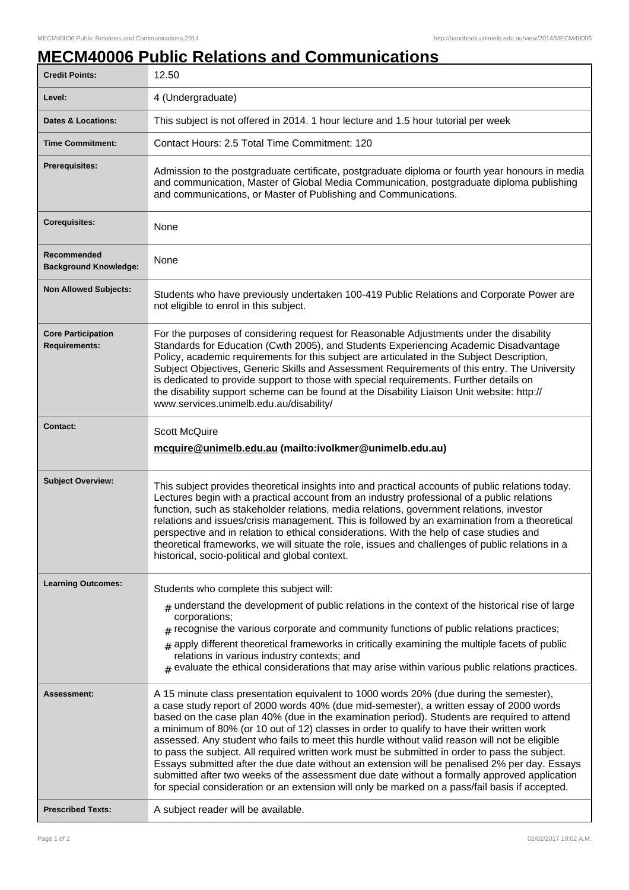# MECM40006 Public Relations and Communications

| | |
|---|---|
| **Credit Points:** | 12.50 |
| **Level:** | 4 (Undergraduate) |
| **Dates & Locations:** | This subject is not offered in 2014. 1 hour lecture and 1.5 hour tutorial per week |
| **Time Commitment:** | Contact Hours: 2.5 Total Time Commitment: 120 |
| **Prerequisites:** | Admission to the postgraduate certificate, postgraduate diploma or fourth year honours in media and communication, Master of Global Media Communication, postgraduate diploma publishing and communications, or Master of Publishing and Communications. |
| **Corequisites:** | None |
| **Recommended Background Knowledge:** | None |
| **Non Allowed Subjects:** | Students who have previously undertaken 100-419 Public Relations and Corporate Power are not eligible to enrol in this subject. |
| **Core Participation Requirements:** | For the purposes of considering request for Reasonable Adjustments under the disability Standards for Education (Cwth 2005), and Students Experiencing Academic Disadvantage Policy, academic requirements for this subject are articulated in the Subject Description, Subject Objectives, Generic Skills and Assessment Requirements of this entry. The University is dedicated to provide support to those with special requirements. Further details on the disability support scheme can be found at the Disability Liaison Unit website: http://www.services.unimelb.edu.au/disability/ |
| **Contact:** | Scott McQuire<br>**mcquire@unimelb.edu.au (mailto:ivolkmer@unimelb.edu.au)** |
| **Subject Overview:** | This subject provides theoretical insights into and practical accounts of public relations today. Lectures begin with a practical account from an industry professional of a public relations function, such as stakeholder relations, media relations, government relations, investor relations and issues/crisis management. This is followed by an examination from a theoretical perspective and in relation to ethical considerations. With the help of case studies and theoretical frameworks, we will situate the role, issues and challenges of public relations in a historical, socio-political and global context. |
| **Learning Outcomes:** | Students who complete this subject will:<br># understand the development of public relations in the context of the historical rise of large corporations;<br># recognise the various corporate and community functions of public relations practices;<br># apply different theoretical frameworks in critically examining the multiple facets of public relations in various industry contexts; and<br># evaluate the ethical considerations that may arise within various public relations practices. |
| **Assessment:** | A 15 minute class presentation equivalent to 1000 words 20% (due during the semester), a case study report of 2000 words 40% (due mid-semester), a written essay of 2000 words based on the case plan 40% (due in the examination period). Students are required to attend a minimum of 80% (or 10 out of 12) classes in order to qualify to have their written work assessed. Any student who fails to meet this hurdle without valid reason will not be eligible to pass the subject. All required written work must be submitted in order to pass the subject. Essays submitted after the due date without an extension will be penalised 2% per day. Essays submitted after two weeks of the assessment due date without a formally approved application for special consideration or an extension will only be marked on a pass/fail basis if accepted. |
| **Prescribed Texts:** | A subject reader will be available. |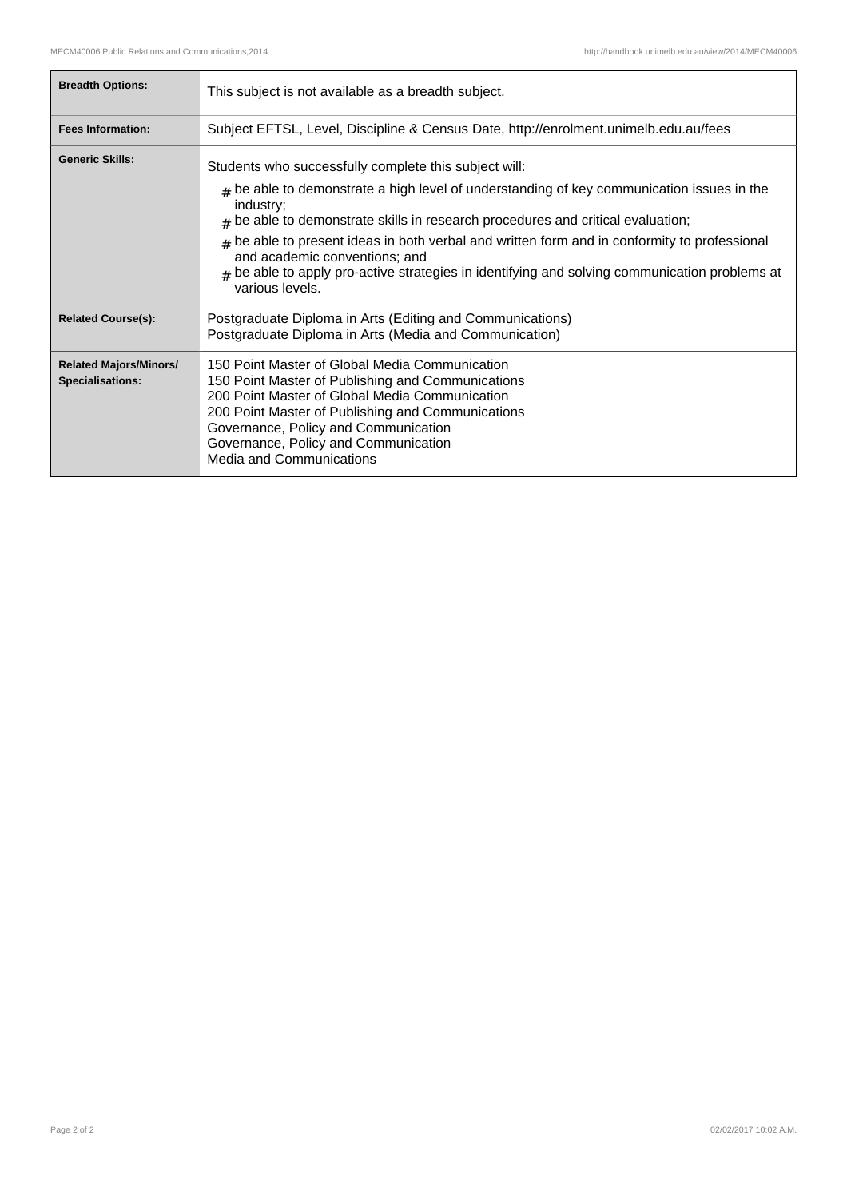| | |
|---|---|
| **Breadth Options:** | This subject is not available as a breadth subject. |
| **Fees Information:** | Subject EFTSL, Level, Discipline & Census Date, http://enrolment.unimelb.edu.au/fees |
| **Generic Skills:** | Students who successfully complete this subject will:<br># be able to demonstrate a high level of understanding of key communication issues in the industry;<br># be able to demonstrate skills in research procedures and critical evaluation;<br># be able to present ideas in both verbal and written form and in conformity to professional and academic conventions; and<br># be able to apply pro-active strategies in identifying and solving communication problems at various levels. |
| **Related Course(s):** | Postgraduate Diploma in Arts (Editing and Communications)<br>Postgraduate Diploma in Arts (Media and Communication) |
| **Related Majors/Minors/ Specialisations:** | 150 Point Master of Global Media Communication<br>150 Point Master of Publishing and Communications<br>200 Point Master of Global Media Communication<br>200 Point Master of Publishing and Communications<br>Governance, Policy and Communication<br>Governance, Policy and Communication<br>Media and Communications |